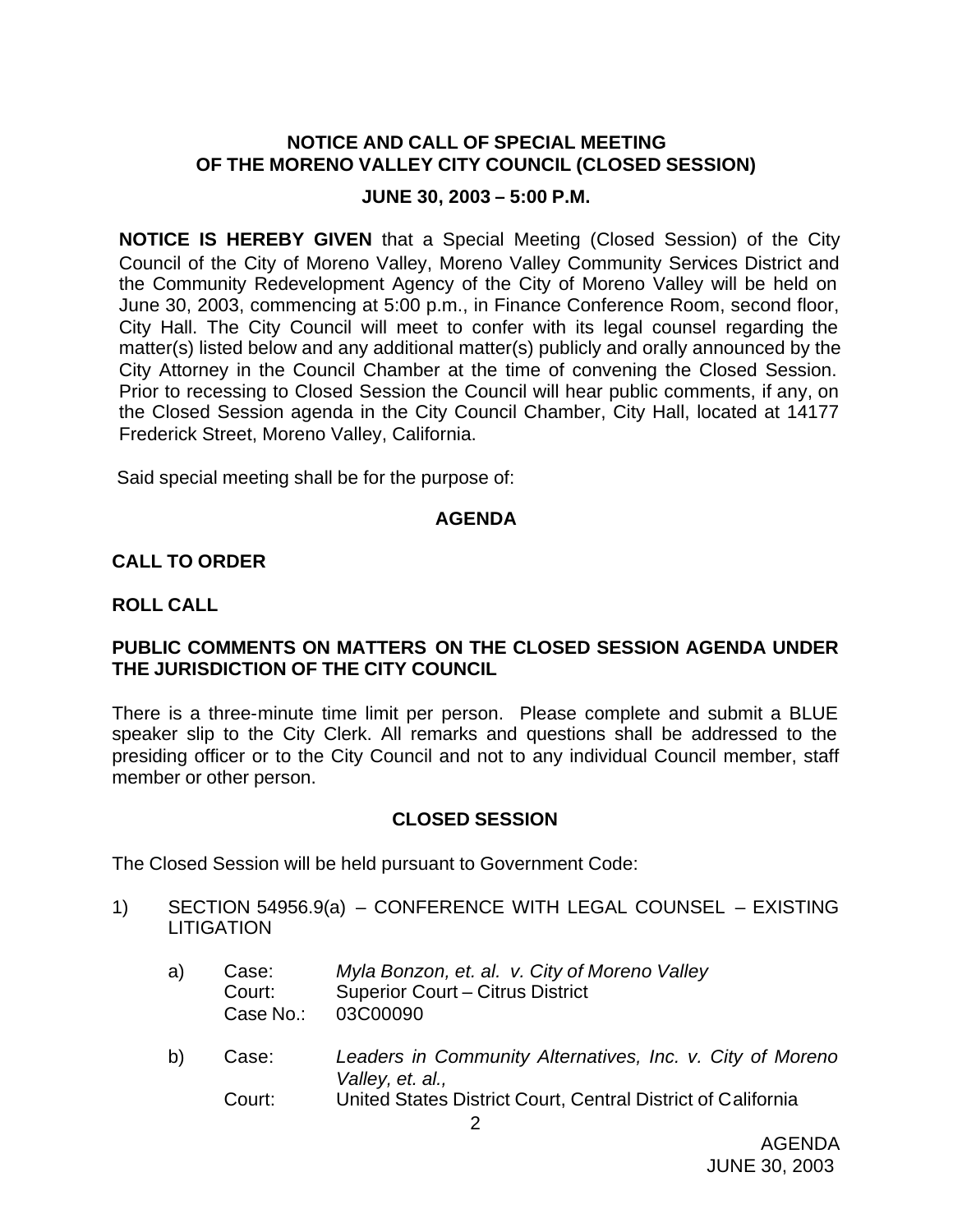**NOTICE AND CALL OF SPECIAL MEETING OF THE MORENO VALLEY CITY COUNCIL (CLOSED SESSION)**

**JUNE 30, 2003 – 5:00 P.M.**

**NOTICE IS HEREBY GIVEN** that a Special Meeting (Closed Session) of the City Council of the City of Moreno Valley, Moreno Valley Community Services District and the Community Redevelopment Agency of the City of Moreno Valley will be held on June 30, 2003, commencing at 5:00 p.m., in Finance Conference Room, second floor, City Hall. The City Council will meet to confer with its legal counsel regarding the matter(s) listed below and any additional matter(s) publicly and orally announced by the City Attorney in the Council Chamber at the time of convening the Closed Session. Prior to recessing to Closed Session the Council will hear public comments, if any, on the Closed Session agenda in the City Council Chamber, City Hall, located at 14177 Frederick Street, Moreno Valley, California.

Said special meeting shall be for the purpose of:

**AGENDA**

**CALL TO ORDER**

**ROLL CALL**

**PUBLIC COMMENTS ON MATTERS ON THE CLOSED SESSION AGENDA UNDER THE JURISDICTION OF THE CITY COUNCIL**

There is a three-minute time limit per person. Please complete and submit a BLUE speaker slip to the City Clerk. All remarks and questions shall be addressed to the presiding officer or to the City Council and not to any individual Council member, staff member or other person.

**CLOSED SESSION**

The Closed Session will be held pursuant to Government Code:

1) SECTION 54956.9(a) – CONFERENCE WITH LEGAL COUNSEL – EXISTING LITIGATION

   a) Case: *Myla Bonzon, et. al. v. City of Moreno Valley*
      Court: Superior Court – Citrus District
      Case No.: 03C00090

   b) Case: *Leaders in Community Alternatives, Inc. v. City of Moreno Valley, et. al.,*
      Court: United States District Court, Central District of California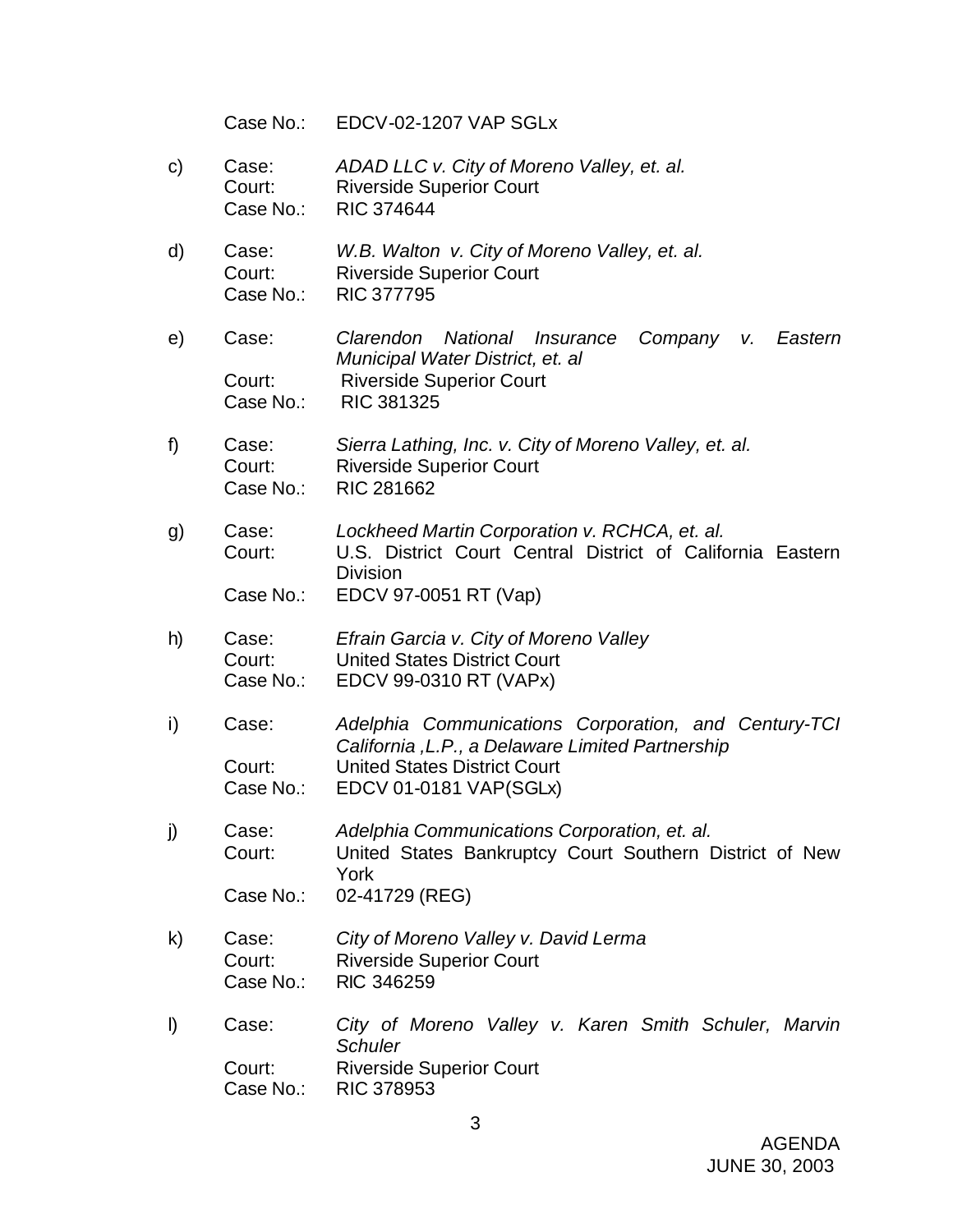Case No.: EDCV-02-1207 VAP SGLx

c) Case: *ADAD LLC v. City of Moreno Valley, et. al.*
Court: Riverside Superior Court
Case No.: RIC 374644

d) Case: *W.B. Walton v. City of Moreno Valley, et. al.*
Court: Riverside Superior Court
Case No.: RIC 377795

e) Case: *Clarendon National Insurance Company v. Eastern Municipal Water District, et. al*
Court: Riverside Superior Court
Case No.: RIC 381325

f) Case: *Sierra Lathing, Inc. v. City of Moreno Valley, et. al.*
Court: Riverside Superior Court
Case No.: RIC 281662

g) Case: *Lockheed Martin Corporation v. RCHCA, et. al.*
Court: U.S. District Court Central District of California Eastern Division
Case No.: EDCV 97-0051 RT (Vap)

h) Case: *Efrain Garcia v. City of Moreno Valley*
Court: United States District Court
Case No.: EDCV 99-0310 RT (VAPx)

i) Case: *Adelphia Communications Corporation, and Century-TCI California ,L.P., a Delaware Limited Partnership*
Court: United States District Court
Case No.: EDCV 01-0181 VAP(SGLx)

j) Case: *Adelphia Communications Corporation, et. al.*
Court: United States Bankruptcy Court Southern District of New York
Case No.: 02-41729 (REG)

k) Case: *City of Moreno Valley v. David Lerma*
Court: Riverside Superior Court
Case No.: RIC 346259

l) Case: *City of Moreno Valley v. Karen Smith Schuler, Marvin Schuler*
Court: Riverside Superior Court
Case No.: RIC 378953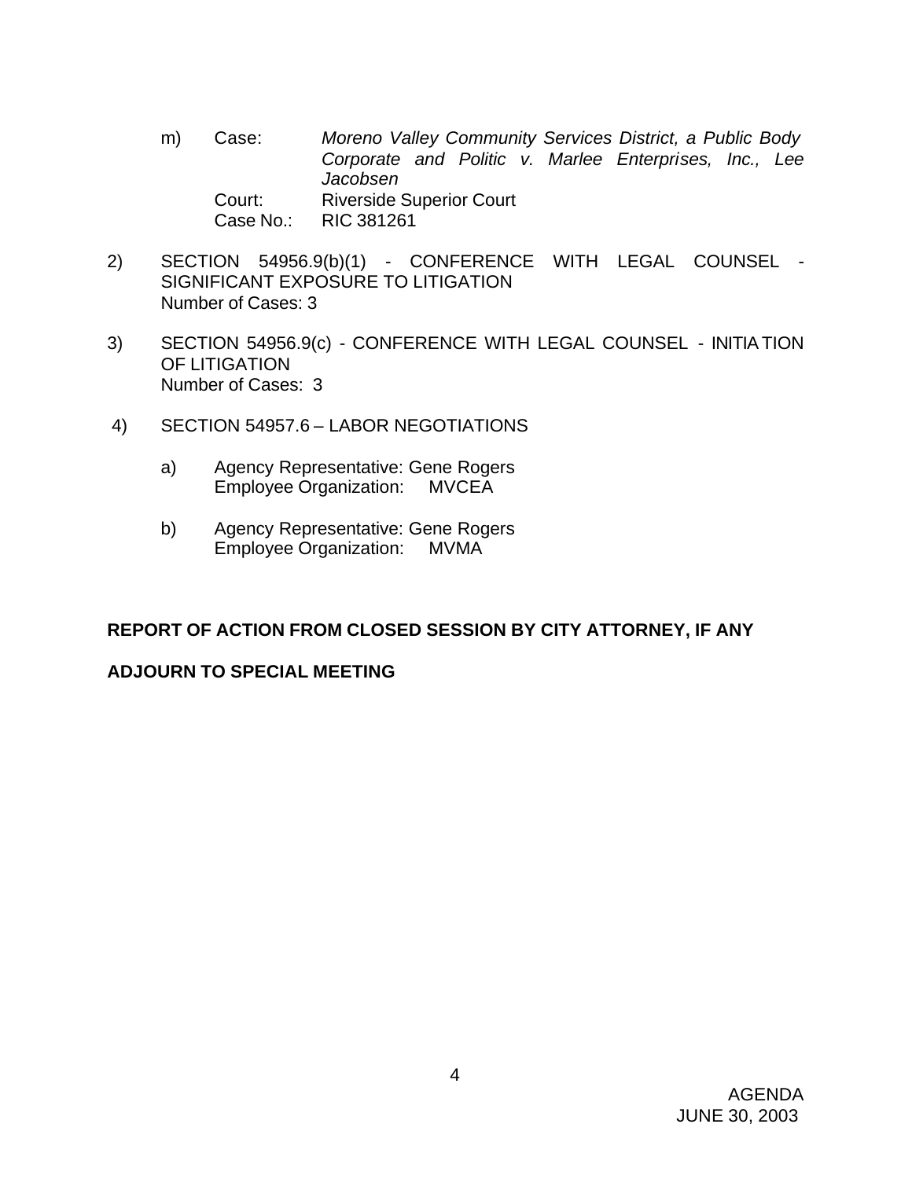m) Case: *Moreno Valley Community Services District, a Public Body Corporate and Politic v. Marlee Enterprises, Inc., Lee Jacobsen*
   Court: Riverside Superior Court
   Case No.: RIC 381261

2) SECTION 54956.9(b)(1) - CONFERENCE WITH LEGAL COUNSEL - SIGNIFICANT EXPOSURE TO LITIGATION
   Number of Cases: 3

3) SECTION 54956.9(c) - CONFERENCE WITH LEGAL COUNSEL - INITIATION OF LITIGATION
   Number of Cases: 3

4) SECTION 54957.6 – LABOR NEGOTIATIONS

   a) Agency Representative: Gene Rogers
      Employee Organization: MVCEA

   b) Agency Representative: Gene Rogers
      Employee Organization: MVMA

**REPORT OF ACTION FROM CLOSED SESSION BY CITY ATTORNEY, IF ANY**

**ADJOURN TO SPECIAL MEETING**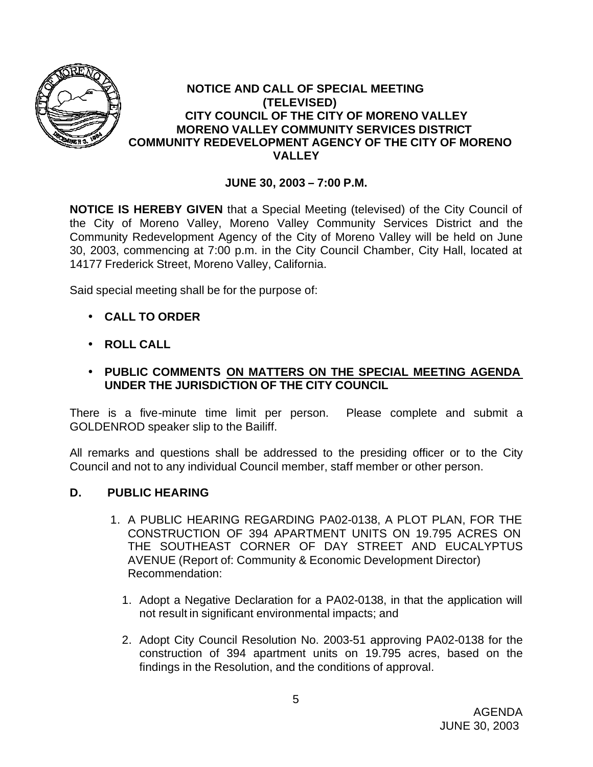**NOTICE AND CALL OF SPECIAL MEETING (TELEVISED)**
**CITY COUNCIL OF THE CITY OF MORENO VALLEY**
**MORENO VALLEY COMMUNITY SERVICES DISTRICT**
**COMMUNITY REDEVELOPMENT AGENCY OF THE CITY OF MORENO VALLEY**

**JUNE 30, 2003 – 7:00 P.M.**

**NOTICE IS HEREBY GIVEN** that a Special Meeting (televised) of the City Council of the City of Moreno Valley, Moreno Valley Community Services District and the Community Redevelopment Agency of the City of Moreno Valley will be held on June 30, 2003, commencing at 7:00 p.m. in the City Council Chamber, City Hall, located at 14177 Frederick Street, Moreno Valley, California.

Said special meeting shall be for the purpose of:

- **CALL TO ORDER**
- **ROLL CALL**
- **PUBLIC COMMENTS <u>ON MATTERS ON THE SPECIAL MEETING AGENDA UNDER THE JURISDICTION OF THE CITY COUNCIL</u>**

There is a five-minute time limit per person. Please complete and submit a GOLDENROD speaker slip to the Bailiff.

All remarks and questions shall be addressed to the presiding officer or to the City Council and not to any individual Council member, staff member or other person.

**D. PUBLIC HEARING**

1. A PUBLIC HEARING REGARDING PA02-0138, A PLOT PLAN, FOR THE CONSTRUCTION OF 394 APARTMENT UNITS ON 19.795 ACRES ON THE SOUTHEAST CORNER OF DAY STREET AND EUCALYPTUS AVENUE (Report of: Community & Economic Development Director) Recommendation:

   1. Adopt a Negative Declaration for a PA02-0138, in that the application will not result in significant environmental impacts; and
   2. Adopt City Council Resolution No. 2003-51 approving PA02-0138 for the construction of 394 apartment units on 19.795 acres, based on the findings in the Resolution, and the conditions of approval.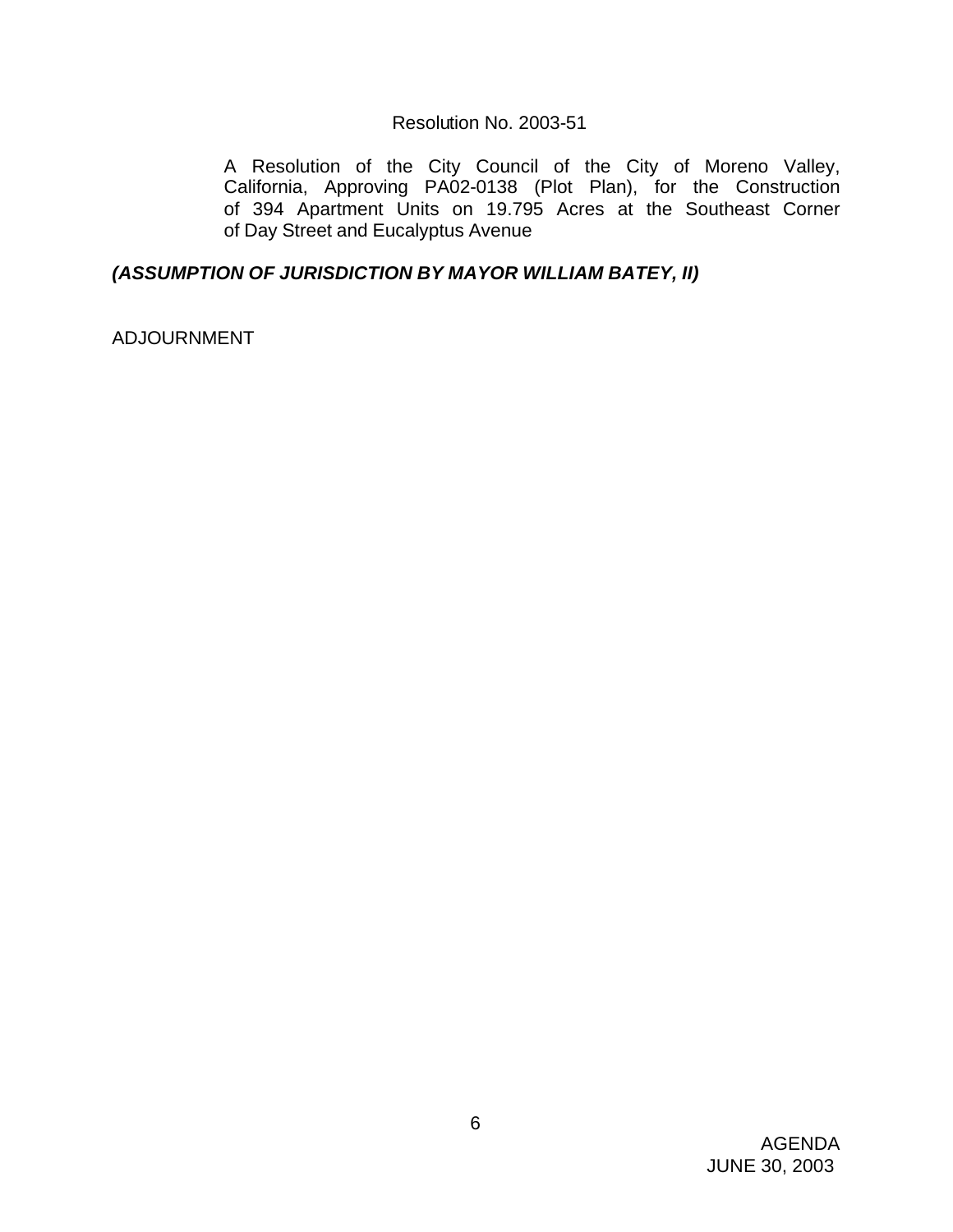Resolution No. 2003-51

A Resolution of the City Council of the City of Moreno Valley, California, Approving PA02-0138 (Plot Plan), for the Construction of 394 Apartment Units on 19.795 Acres at the Southeast Corner of Day Street and Eucalyptus Avenue

***(ASSUMPTION OF JURISDICTION BY MAYOR WILLIAM BATEY, II)***

ADJOURNMENT